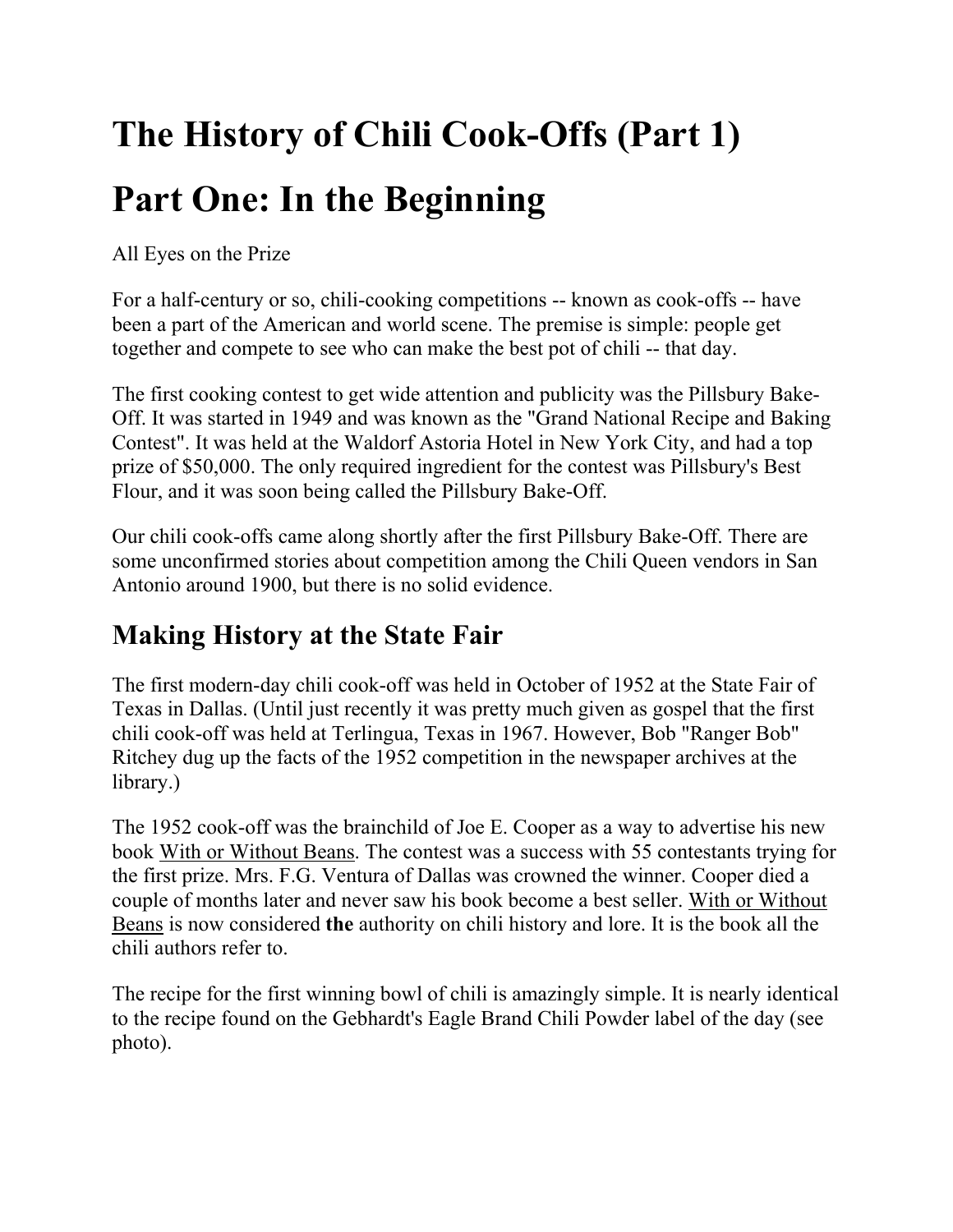# The History of Chili Cook-Offs (Part 1)

# Part One: In the Beginning

All Eyes on the Prize

For a half-century or so, chili-cooking competitions -- known as cook-offs -- have been a part of the American and world scene. The premise is simple: people get together and compete to see who can make the best pot of chili -- that day.

The first cooking contest to get wide attention and publicity was the Pillsbury Bake-Off. It was started in 1949 and was known as the "Grand National Recipe and Baking Contest". It was held at the Waldorf Astoria Hotel in New York City, and had a top prize of $50,000. The only required ingredient for the contest was Pillsbury's Best Flour, and it was soon being called the Pillsbury Bake-Off.

Our chili cook-offs came along shortly after the first Pillsbury Bake-Off. There are some unconfirmed stories about competition among the Chili Queen vendors in San Antonio around 1900, but there is no solid evidence.

## Making History at the State Fair

The first modern-day chili cook-off was held in October of 1952 at the State Fair of Texas in Dallas. (Until just recently it was pretty much given as gospel that the first chili cook-off was held at Terlingua, Texas in 1967. However, Bob "Ranger Bob" Ritchey dug up the facts of the 1952 competition in the newspaper archives at the library.)

The 1952 cook-off was the brainchild of Joe E. Cooper as a way to advertise his new book With or Without Beans. The contest was a success with 55 contestants trying for the first prize. Mrs. F.G. Ventura of Dallas was crowned the winner. Cooper died a couple of months later and never saw his book become a best seller. With or Without Beans is now considered **the** authority on chili history and lore. It is the book all the chili authors refer to.

The recipe for the first winning bowl of chili is amazingly simple. It is nearly identical to the recipe found on the Gebhardt's Eagle Brand Chili Powder label of the day (see photo).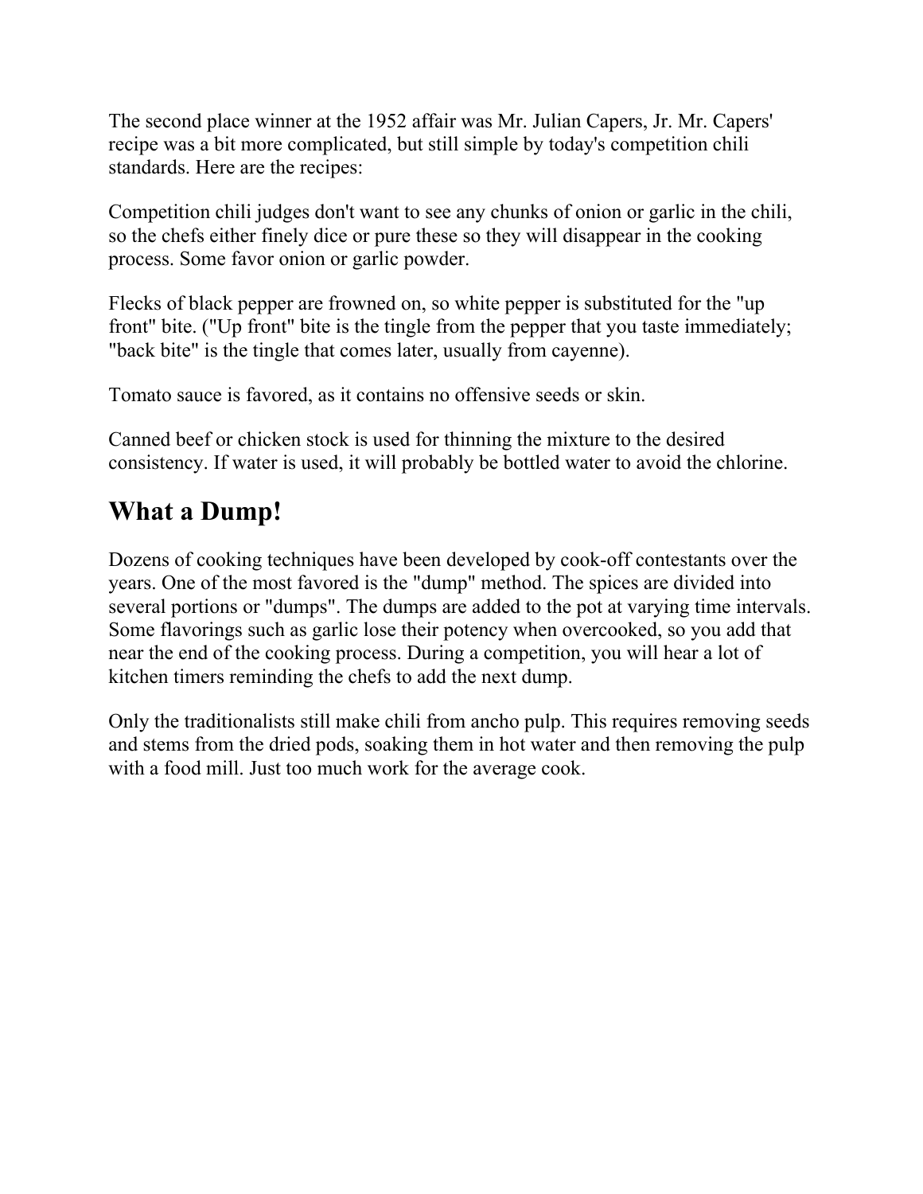The second place winner at the 1952 affair was Mr. Julian Capers, Jr. Mr. Capers' recipe was a bit more complicated, but still simple by today's competition chili standards. Here are the recipes:

Competition chili judges don't want to see any chunks of onion or garlic in the chili, so the chefs either finely dice or pure these so they will disappear in the cooking process. Some favor onion or garlic powder.

Flecks of black pepper are frowned on, so white pepper is substituted for the "up front" bite. ("Up front" bite is the tingle from the pepper that you taste immediately; "back bite" is the tingle that comes later, usually from cayenne).

Tomato sauce is favored, as it contains no offensive seeds or skin.

Canned beef or chicken stock is used for thinning the mixture to the desired consistency. If water is used, it will probably be bottled water to avoid the chlorine.

## What a Dump!

Dozens of cooking techniques have been developed by cook-off contestants over the years. One of the most favored is the "dump" method. The spices are divided into several portions or "dumps". The dumps are added to the pot at varying time intervals. Some flavorings such as garlic lose their potency when overcooked, so you add that near the end of the cooking process. During a competition, you will hear a lot of kitchen timers reminding the chefs to add the next dump.

Only the traditionalists still make chili from ancho pulp. This requires removing seeds and stems from the dried pods, soaking them in hot water and then removing the pulp with a food mill. Just too much work for the average cook.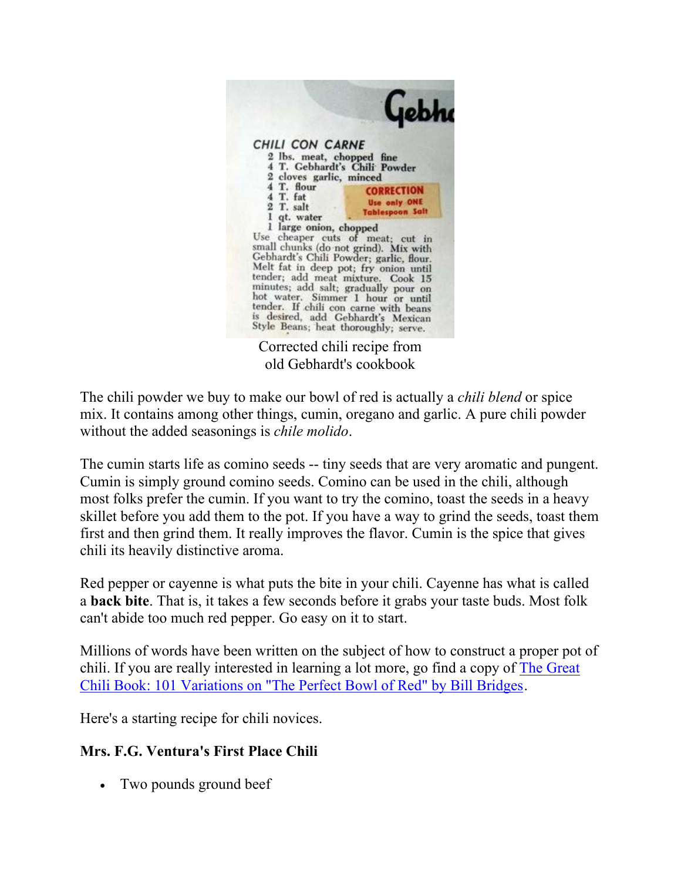Corrected chili recipe from old Gebhardt's cookbook

The chili powder we buy to make our bowl of red is actually a *chili blend* or spice mix. It contains among other things, cumin, oregano and garlic. A pure chili powder without the added seasonings is *chile molido*.

The cumin starts life as comino seeds -- tiny seeds that are very aromatic and pungent. Cumin is simply ground comino seeds. Comino can be used in the chili, although most folks prefer the cumin. If you want to try the comino, toast the seeds in a heavy skillet before you add them to the pot. If you have a way to grind the seeds, toast them first and then grind them. It really improves the flavor. Cumin is the spice that gives chili its heavily distinctive aroma.

Red pepper or cayenne is what puts the bite in your chili. Cayenne has what is called a **back bite**. That is, it takes a few seconds before it grabs your taste buds. Most folk can't abide too much red pepper. Go easy on it to start.

Millions of words have been written on the subject of how to construct a proper pot of chili. If you are really interested in learning a lot more, go find a copy of The Great Chili Book: 101 Variations on "The Perfect Bowl of Red" by Bill Bridges.

Here's a starting recipe for chili novices.

**Mrs. F.G. Ventura's First Place Chili**

- Two pounds ground beef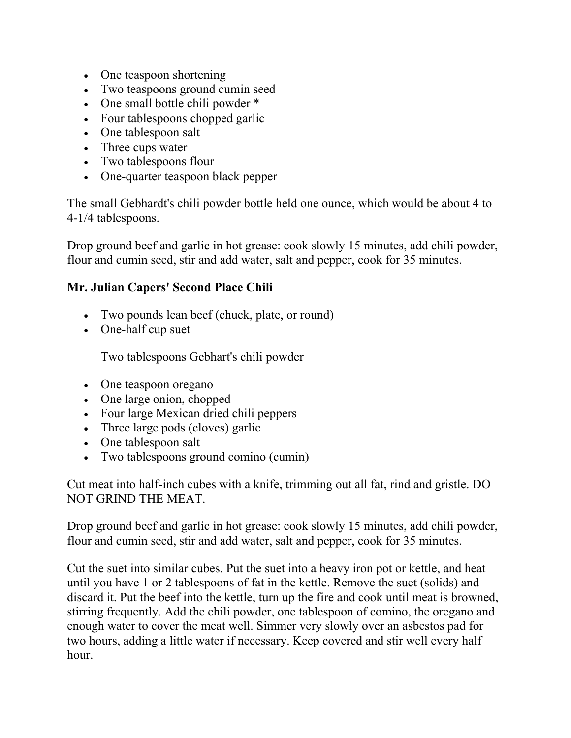- One teaspoon shortening
- Two teaspoons ground cumin seed
- One small bottle chili powder *
- Four tablespoons chopped garlic
- One tablespoon salt
- Three cups water
- Two tablespoons flour
- One-quarter teaspoon black pepper

The small Gebhardt's chili powder bottle held one ounce, which would be about 4 to 4-1/4 tablespoons.

Drop ground beef and garlic in hot grease: cook slowly 15 minutes, add chili powder, flour and cumin seed, stir and add water, salt and pepper, cook for 35 minutes.

**Mr. Julian Capers' Second Place Chili**

- Two pounds lean beef (chuck, plate, or round)
- One-half cup suet

  Two tablespoons Gebhart's chili powder

- One teaspoon oregano
- One large onion, chopped
- Four large Mexican dried chili peppers
- Three large pods (cloves) garlic
- One tablespoon salt
- Two tablespoons ground comino (cumin)

Cut meat into half-inch cubes with a knife, trimming out all fat, rind and gristle. DO NOT GRIND THE MEAT.

Drop ground beef and garlic in hot grease: cook slowly 15 minutes, add chili powder, flour and cumin seed, stir and add water, salt and pepper, cook for 35 minutes.

Cut the suet into similar cubes. Put the suet into a heavy iron pot or kettle, and heat until you have 1 or 2 tablespoons of fat in the kettle. Remove the suet (solids) and discard it. Put the beef into the kettle, turn up the fire and cook until meat is browned, stirring frequently. Add the chili powder, one tablespoon of comino, the oregano and enough water to cover the meat well. Simmer very slowly over an asbestos pad for two hours, adding a little water if necessary. Keep covered and stir well every half hour.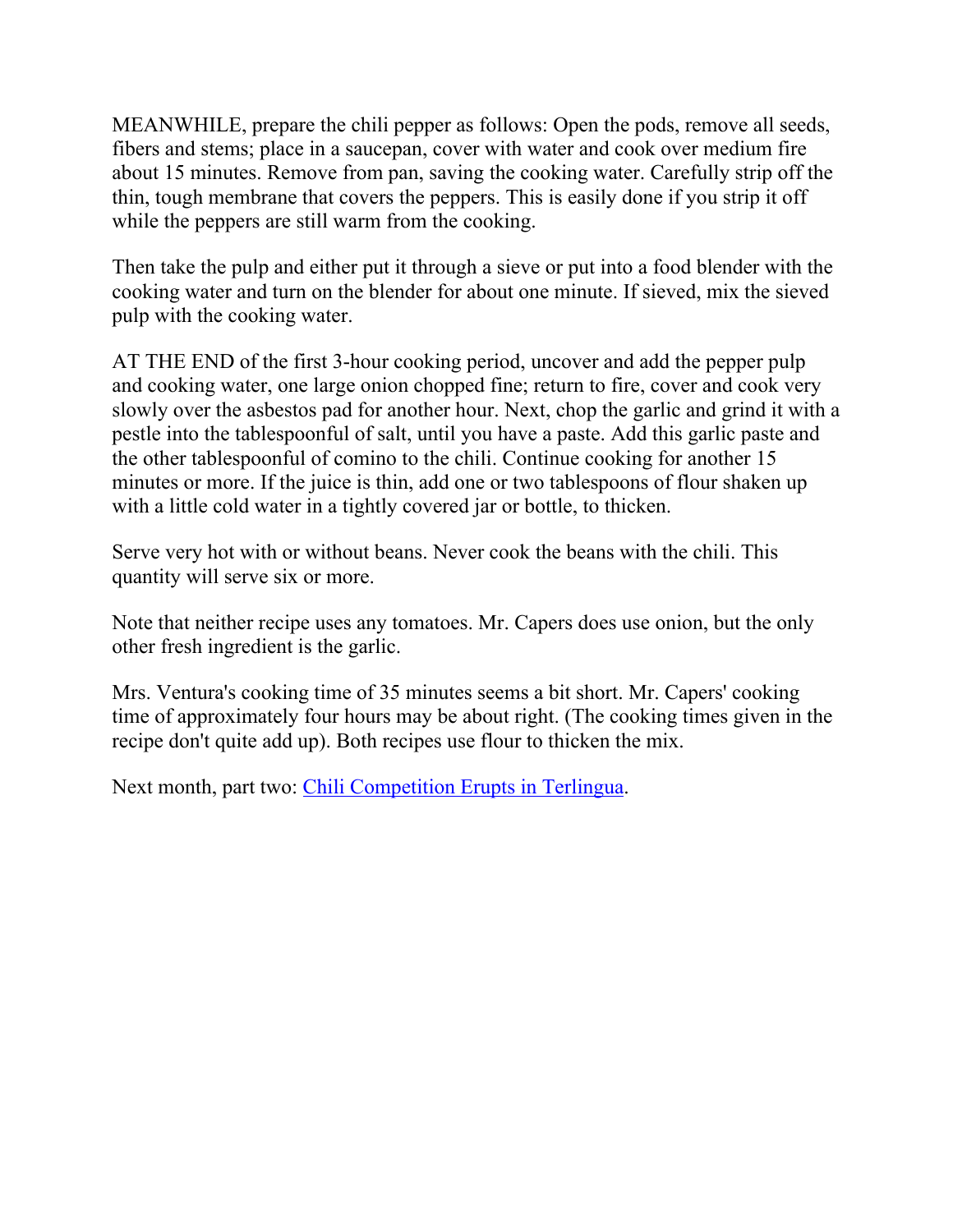MEANWHILE, prepare the chili pepper as follows: Open the pods, remove all seeds, fibers and stems; place in a saucepan, cover with water and cook over medium fire about 15 minutes. Remove from pan, saving the cooking water. Carefully strip off the thin, tough membrane that covers the peppers. This is easily done if you strip it off while the peppers are still warm from the cooking.

Then take the pulp and either put it through a sieve or put into a food blender with the cooking water and turn on the blender for about one minute. If sieved, mix the sieved pulp with the cooking water.

AT THE END of the first 3-hour cooking period, uncover and add the pepper pulp and cooking water, one large onion chopped fine; return to fire, cover and cook very slowly over the asbestos pad for another hour. Next, chop the garlic and grind it with a pestle into the tablespoonful of salt, until you have a paste. Add this garlic paste and the other tablespoonful of comino to the chili. Continue cooking for another 15 minutes or more. If the juice is thin, add one or two tablespoons of flour shaken up with a little cold water in a tightly covered jar or bottle, to thicken.

Serve very hot with or without beans. Never cook the beans with the chili. This quantity will serve six or more.

Note that neither recipe uses any tomatoes. Mr. Capers does use onion, but the only other fresh ingredient is the garlic.

Mrs. Ventura's cooking time of 35 minutes seems a bit short. Mr. Capers' cooking time of approximately four hours may be about right. (The cooking times given in the recipe don't quite add up). Both recipes use flour to thicken the mix.

Next month, part two: [Chili Competition Erupts in Terlingua](#).